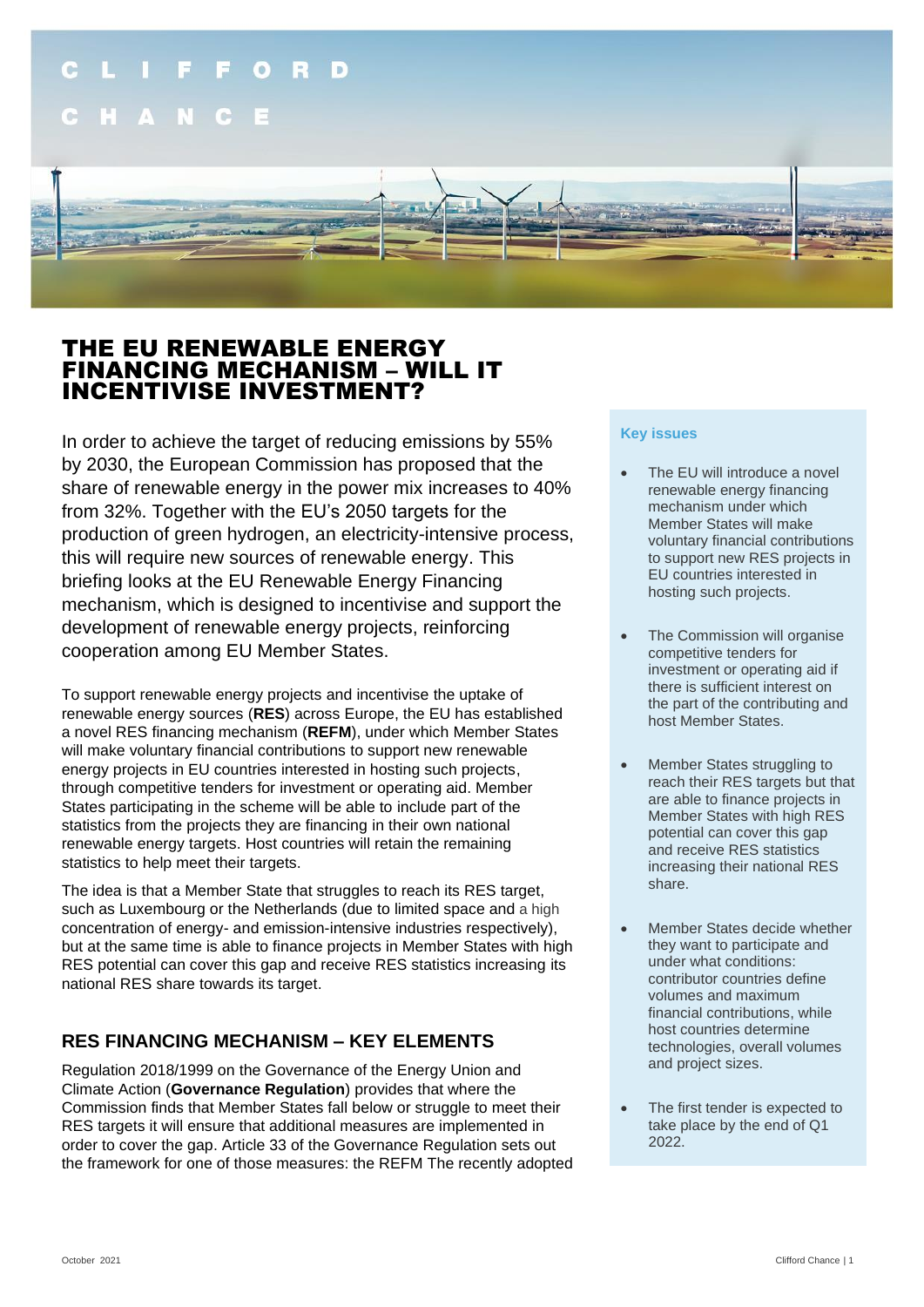# THE EU RENEWABLE ENERGY FINANCING MECHANISM – WILL IT INCENTIVISE INVESTMENT?

In order to achieve the target of reducing emissions by 55% by 2030, the European Commission has proposed that the share of renewable energy in the power mix increases to 40% from 32%. Together with the EU's 2050 targets for the production of green hydrogen, an electricity-intensive process, this will require new sources of renewable energy. This briefing looks at the EU Renewable Energy Financing mechanism, which is designed to incentivise and support the development of renewable energy projects, reinforcing cooperation among EU Member States.

To support renewable energy projects and incentivise the uptake of renewable energy sources (**RES**) across Europe, the EU has established a novel RES financing mechanism (**REFM**), under which Member States will make voluntary financial contributions to support new renewable energy projects in EU countries interested in hosting such projects, through competitive tenders for investment or operating aid. Member States participating in the scheme will be able to include part of the statistics from the projects they are financing in their own national renewable energy targets. Host countries will retain the remaining statistics to help meet their targets.

The idea is that a Member State that struggles to reach its RES target, such as Luxembourg or the Netherlands (due to limited space and a high concentration of energy- and emission-intensive industries respectively), but at the same time is able to finance projects in Member States with high RES potential can cover this gap and receive RES statistics increasing its national RES share towards its target.

## RES FINANCING MECHANISM – KEY ELEMENTS

Regulation 2018/1999 on the Governance of the Energy Union and Climate Action (**Governance Regulation**) provides that where the Commission finds that Member States fall below or struggle to meet their RES targets it will ensure that additional measures are implemented in order to cover the gap. Article 33 of the Governance Regulation sets out the framework for one of those measures: the REFM The recently adopted

### Key issues

- The EU will introduce a novel renewable energy financing mechanism under which Member States will make voluntary financial contributions to support new RES projects in EU countries interested in hosting such projects.
- The Commission will organise competitive tenders for investment or operating aid if there is sufficient interest on the part of the contributing and host Member States.
- Member States struggling to reach their RES targets but that are able to finance projects in Member States with high RES potential can cover this gap and receive RES statistics increasing their national RES share.
- Member States decide whether they want to participate and under what conditions: contributor countries define volumes and maximum financial contributions, while host countries determine technologies, overall volumes and project sizes.
- The first tender is expected to take place by the end of Q1 2022.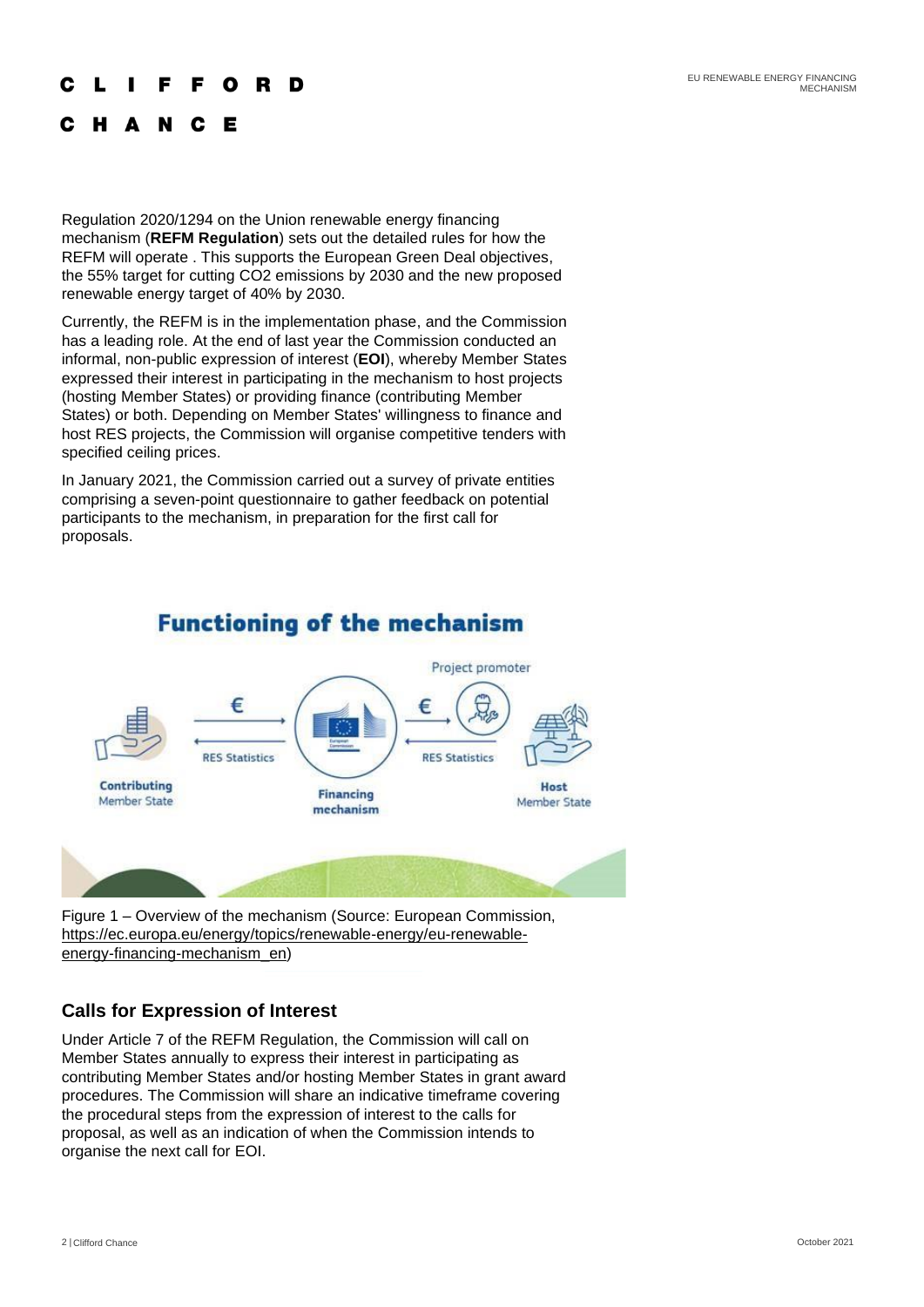Regulation 2020/1294 on the Union renewable energy financing mechanism (**REFM Regulation**) sets out the detailed rules for how the REFM will operate . This supports the European Green Deal objectives, the 55% target for cutting $CO_2$ emissions by 2030 and the new proposed renewable energy target of 40% by 2030.

Currently, the REFM is in the implementation phase, and the Commission has a leading role. At the end of last year the Commission conducted an informal, non-public expression of interest (**EOI**), whereby Member States expressed their interest in participating in the mechanism to host projects (hosting Member States) or providing finance (contributing Member States) or both. Depending on Member States' willingness to finance and host RES projects, the Commission will organise competitive tenders with specified ceiling prices.

In January 2021, the Commission carried out a survey of private entities comprising a seven-point questionnaire to gather feedback on potential participants to the mechanism, in preparation for the first call for proposals.

Functioning of the mechanism

Contributing Member State — € → Financing mechanism ← RES Statistics

Financing mechanism — € → Project promoter / Host Member State ← RES Statistics

Figure 1 – Overview of the mechanism (Source: European Commission, https://ec.europa.eu/energy/topics/renewable-energy/eu-renewable-energy-financing-mechanism_en)

## Calls for Expression of Interest

Under Article 7 of the REFM Regulation, the Commission will call on Member States annually to express their interest in participating as contributing Member States and/or hosting Member States in grant award procedures. The Commission will share an indicative timeframe covering the procedural steps from the expression of interest to the calls for proposal, as well as an indication of when the Commission intends to organise the next call for EOI.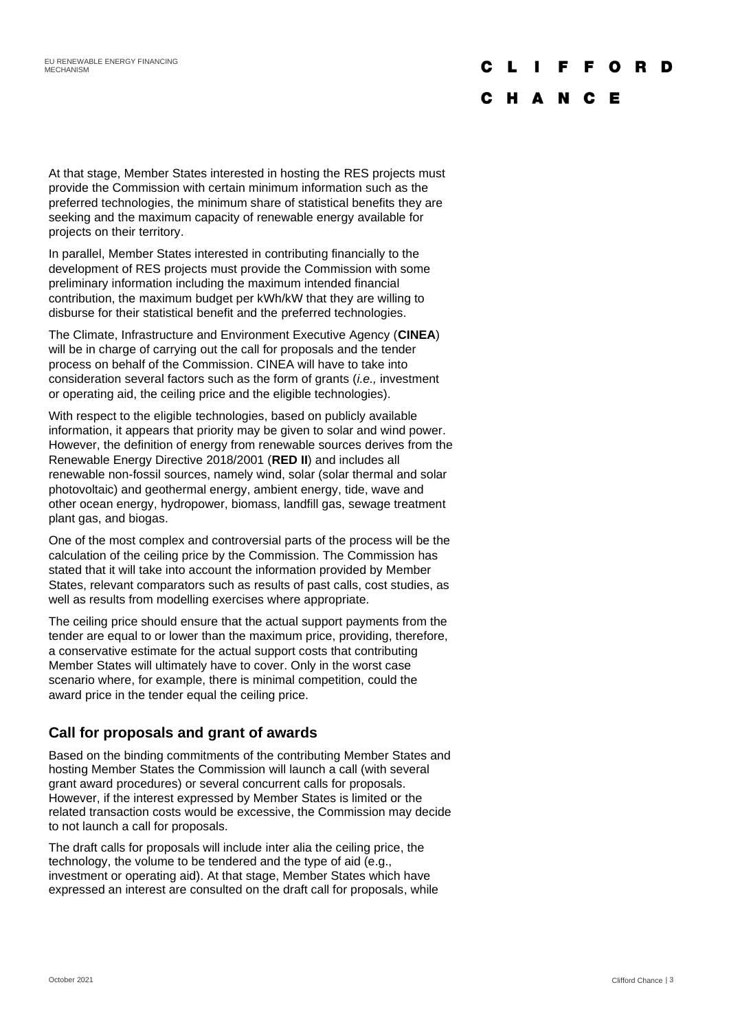At that stage, Member States interested in hosting the RES projects must provide the Commission with certain minimum information such as the preferred technologies, the minimum share of statistical benefits they are seeking and the maximum capacity of renewable energy available for projects on their territory.

In parallel, Member States interested in contributing financially to the development of RES projects must provide the Commission with some preliminary information including the maximum intended financial contribution, the maximum budget per kWh/kW that they are willing to disburse for their statistical benefit and the preferred technologies.

The Climate, Infrastructure and Environment Executive Agency (**CINEA**) will be in charge of carrying out the call for proposals and the tender process on behalf of the Commission. CINEA will have to take into consideration several factors such as the form of grants (*i.e.,* investment or operating aid, the ceiling price and the eligible technologies).

With respect to the eligible technologies, based on publicly available information, it appears that priority may be given to solar and wind power. However, the definition of energy from renewable sources derives from the Renewable Energy Directive 2018/2001 (**RED II**) and includes all renewable non-fossil sources, namely wind, solar (solar thermal and solar photovoltaic) and geothermal energy, ambient energy, tide, wave and other ocean energy, hydropower, biomass, landfill gas, sewage treatment plant gas, and biogas.

One of the most complex and controversial parts of the process will be the calculation of the ceiling price by the Commission. The Commission has stated that it will take into account the information provided by Member States, relevant comparators such as results of past calls, cost studies, as well as results from modelling exercises where appropriate.

The ceiling price should ensure that the actual support payments from the tender are equal to or lower than the maximum price, providing, therefore, a conservative estimate for the actual support costs that contributing Member States will ultimately have to cover. Only in the worst case scenario where, for example, there is minimal competition, could the award price in the tender equal the ceiling price.

## Call for proposals and grant of awards

Based on the binding commitments of the contributing Member States and hosting Member States the Commission will launch a call (with several grant award procedures) or several concurrent calls for proposals. However, if the interest expressed by Member States is limited or the related transaction costs would be excessive, the Commission may decide to not launch a call for proposals.

The draft calls for proposals will include inter alia the ceiling price, the technology, the volume to be tendered and the type of aid (e.g., investment or operating aid). At that stage, Member States which have expressed an interest are consulted on the draft call for proposals, while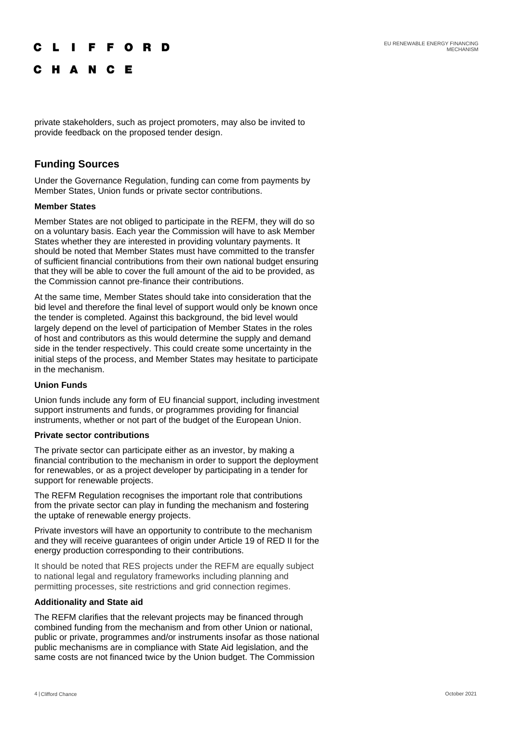private stakeholders, such as project promoters, may also be invited to provide feedback on the proposed tender design.

## Funding Sources

Under the Governance Regulation, funding can come from payments by Member States, Union funds or private sector contributions.

**Member States**

Member States are not obliged to participate in the REFM, they will do so on a voluntary basis. Each year the Commission will have to ask Member States whether they are interested in providing voluntary payments. It should be noted that Member States must have committed to the transfer of sufficient financial contributions from their own national budget ensuring that they will be able to cover the full amount of the aid to be provided, as the Commission cannot pre-finance their contributions.

At the same time, Member States should take into consideration that the bid level and therefore the final level of support would only be known once the tender is completed. Against this background, the bid level would largely depend on the level of participation of Member States in the roles of host and contributors as this would determine the supply and demand side in the tender respectively. This could create some uncertainty in the initial steps of the process, and Member States may hesitate to participate in the mechanism.

**Union Funds**

Union funds include any form of EU financial support, including investment support instruments and funds, or programmes providing for financial instruments, whether or not part of the budget of the European Union.

**Private sector contributions**

The private sector can participate either as an investor, by making a financial contribution to the mechanism in order to support the deployment for renewables, or as a project developer by participating in a tender for support for renewable projects.

The REFM Regulation recognises the important role that contributions from the private sector can play in funding the mechanism and fostering the uptake of renewable energy projects.

Private investors will have an opportunity to contribute to the mechanism and they will receive guarantees of origin under Article 19 of RED II for the energy production corresponding to their contributions.

It should be noted that RES projects under the REFM are equally subject to national legal and regulatory frameworks including planning and permitting processes, site restrictions and grid connection regimes.

**Additionality and State aid**

The REFM clarifies that the relevant projects may be financed through combined funding from the mechanism and from other Union or national, public or private, programmes and/or instruments insofar as those national public mechanisms are in compliance with State Aid legislation, and the same costs are not financed twice by the Union budget. The Commission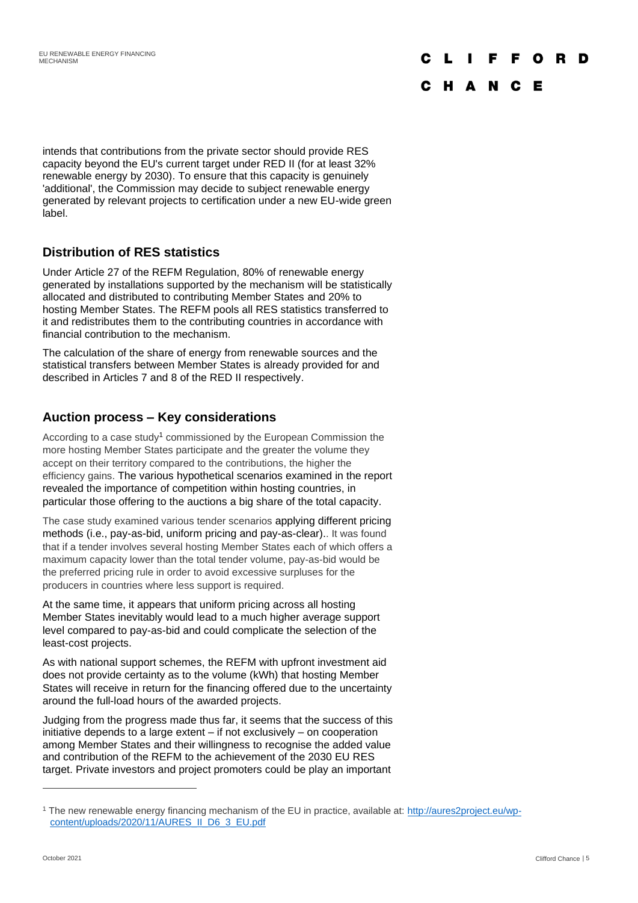intends that contributions from the private sector should provide RES capacity beyond the EU's current target under RED II (for at least 32% renewable energy by 2030). To ensure that this capacity is genuinely 'additional', the Commission may decide to subject renewable energy generated by relevant projects to certification under a new EU-wide green label.

## Distribution of RES statistics

Under Article 27 of the REFM Regulation, 80% of renewable energy generated by installations supported by the mechanism will be statistically allocated and distributed to contributing Member States and 20% to hosting Member States. The REFM pools all RES statistics transferred to it and redistributes them to the contributing countries in accordance with financial contribution to the mechanism.

The calculation of the share of energy from renewable sources and the statistical transfers between Member States is already provided for and described in Articles 7 and 8 of the RED II respectively.

## Auction process – Key considerations

According to a case study[1] commissioned by the European Commission the more hosting Member States participate and the greater the volume they accept on their territory compared to the contributions, the higher the efficiency gains. The various hypothetical scenarios examined in the report revealed the importance of competition within hosting countries, in particular those offering to the auctions a big share of the total capacity.

The case study examined various tender scenarios applying different pricing methods (i.e., pay-as-bid, uniform pricing and pay-as-clear).. It was found that if a tender involves several hosting Member States each of which offers a maximum capacity lower than the total tender volume, pay-as-bid would be the preferred pricing rule in order to avoid excessive surpluses for the producers in countries where less support is required.

At the same time, it appears that uniform pricing across all hosting Member States inevitably would lead to a much higher average support level compared to pay-as-bid and could complicate the selection of the least-cost projects.

As with national support schemes, the REFM with upfront investment aid does not provide certainty as to the volume (kWh) that hosting Member States will receive in return for the financing offered due to the uncertainty around the full-load hours of the awarded projects.

Judging from the progress made thus far, it seems that the success of this initiative depends to a large extent – if not exclusively – on cooperation among Member States and their willingness to recognise the added value and contribution of the REFM to the achievement of the 2030 EU RES target. Private investors and project promoters could be play an important

---

[1] The new renewable energy financing mechanism of the EU in practice, available at: [http://aures2project.eu/wp-content/uploads/2020/11/AURES_II_D6_3_EU.pdf](http://aures2project.eu/wp-content/uploads/2020/11/AURES_II_D6_3_EU.pdf)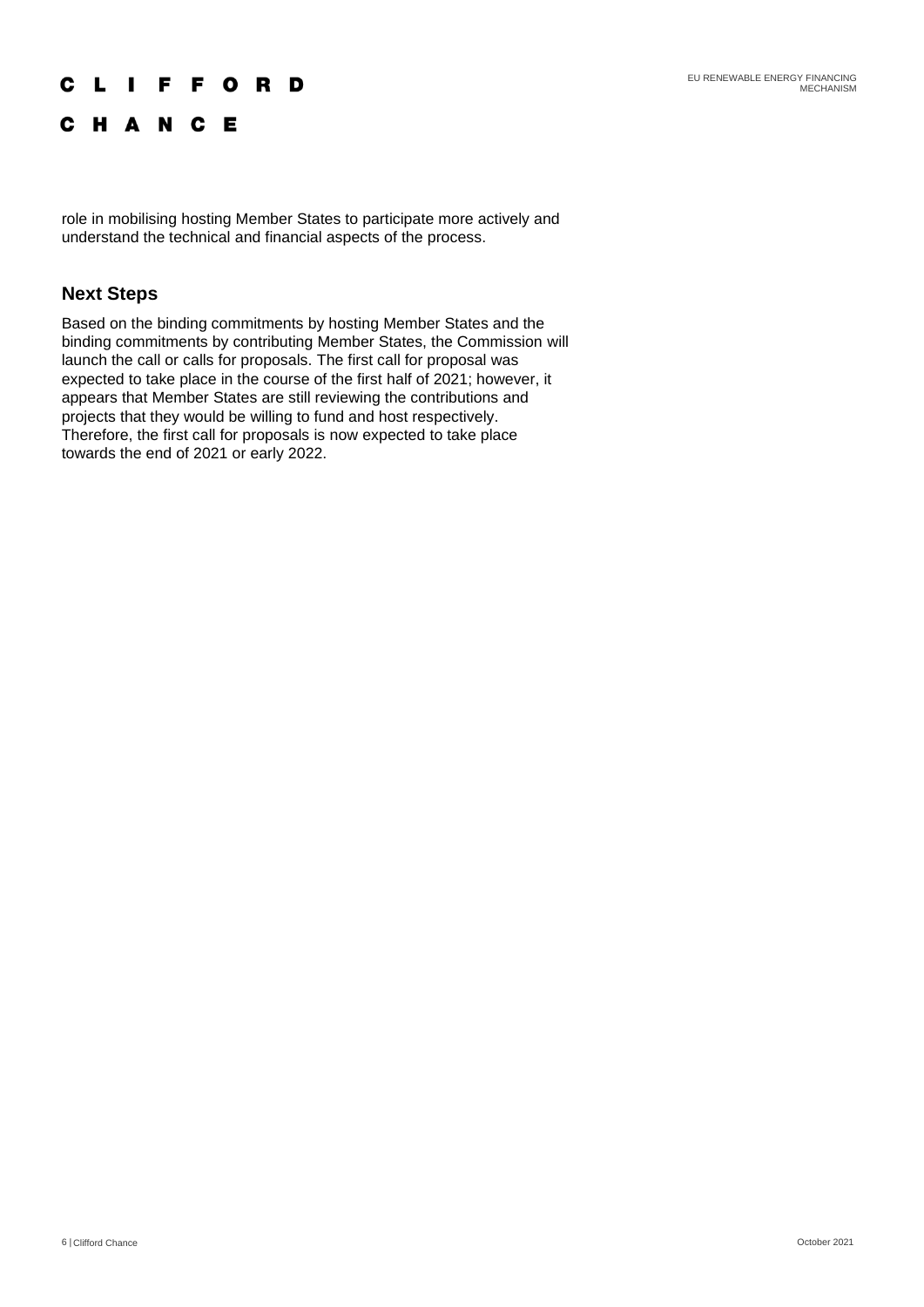role in mobilising hosting Member States to participate more actively and understand the technical and financial aspects of the process.

## Next Steps

Based on the binding commitments by hosting Member States and the binding commitments by contributing Member States, the Commission will launch the call or calls for proposals. The first call for proposal was expected to take place in the course of the first half of 2021; however, it appears that Member States are still reviewing the contributions and projects that they would be willing to fund and host respectively. Therefore, the first call for proposals is now expected to take place towards the end of 2021 or early 2022.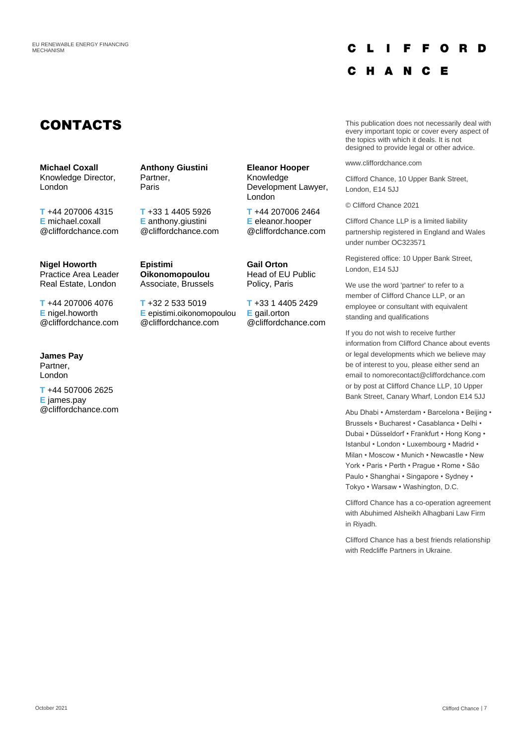## CONTACTS

**Michael Coxall**
Knowledge Director, London

**T** +44 207006 4315
**E** michael.coxall@cliffordchance.com

**Anthony Giustini**
Partner, Paris

**T** +33 1 4405 5926
**E** anthony.giustini@cliffordchance.com

**Eleanor Hooper**
Knowledge Development Lawyer, London

**T** +44 207006 2464
**E** eleanor.hooper@cliffordchance.com

**Nigel Howorth**
Practice Area Leader Real Estate, London

**T** +44 207006 4076
**E** nigel.howorth@cliffordchance.com

**Epistimi Oikonomopoulou**
Associate, Brussels

**T** +32 2 533 5019
**E** epistimi.oikonomopoulou@cliffordchance.com

**Gail Orton**
Head of EU Public Policy, Paris

**T** +33 1 4405 2429
**E** gail.orton@cliffordchance.com

**James Pay**
Partner, London

**T** +44 507006 2625
**E** james.pay@cliffordchance.com

This publication does not necessarily deal with every important topic or cover every aspect of the topics with which it deals. It is not designed to provide legal or other advice.

www.cliffordchance.com

Clifford Chance, 10 Upper Bank Street, London, E14 5JJ

© Clifford Chance 2021

Clifford Chance LLP is a limited liability partnership registered in England and Wales under number OC323571

Registered office: 10 Upper Bank Street, London, E14 5JJ

We use the word 'partner' to refer to a member of Clifford Chance LLP, or an employee or consultant with equivalent standing and qualifications

If you do not wish to receive further information from Clifford Chance about events or legal developments which we believe may be of interest to you, please either send an email to nomorecontact@cliffordchance.com or by post at Clifford Chance LLP, 10 Upper Bank Street, Canary Wharf, London E14 5JJ

Abu Dhabi • Amsterdam • Barcelona • Beijing • Brussels • Bucharest • Casablanca • Delhi • Dubai • Düsseldorf • Frankfurt • Hong Kong • Istanbul • London • Luxembourg • Madrid • Milan • Moscow • Munich • Newcastle • New York • Paris • Perth • Prague • Rome • São Paulo • Shanghai • Singapore • Sydney • Tokyo • Warsaw • Washington, D.C.

Clifford Chance has a co-operation agreement with Abuhimed Alsheikh Alhagbani Law Firm in Riyadh.

Clifford Chance has a best friends relationship with Redcliffe Partners in Ukraine.